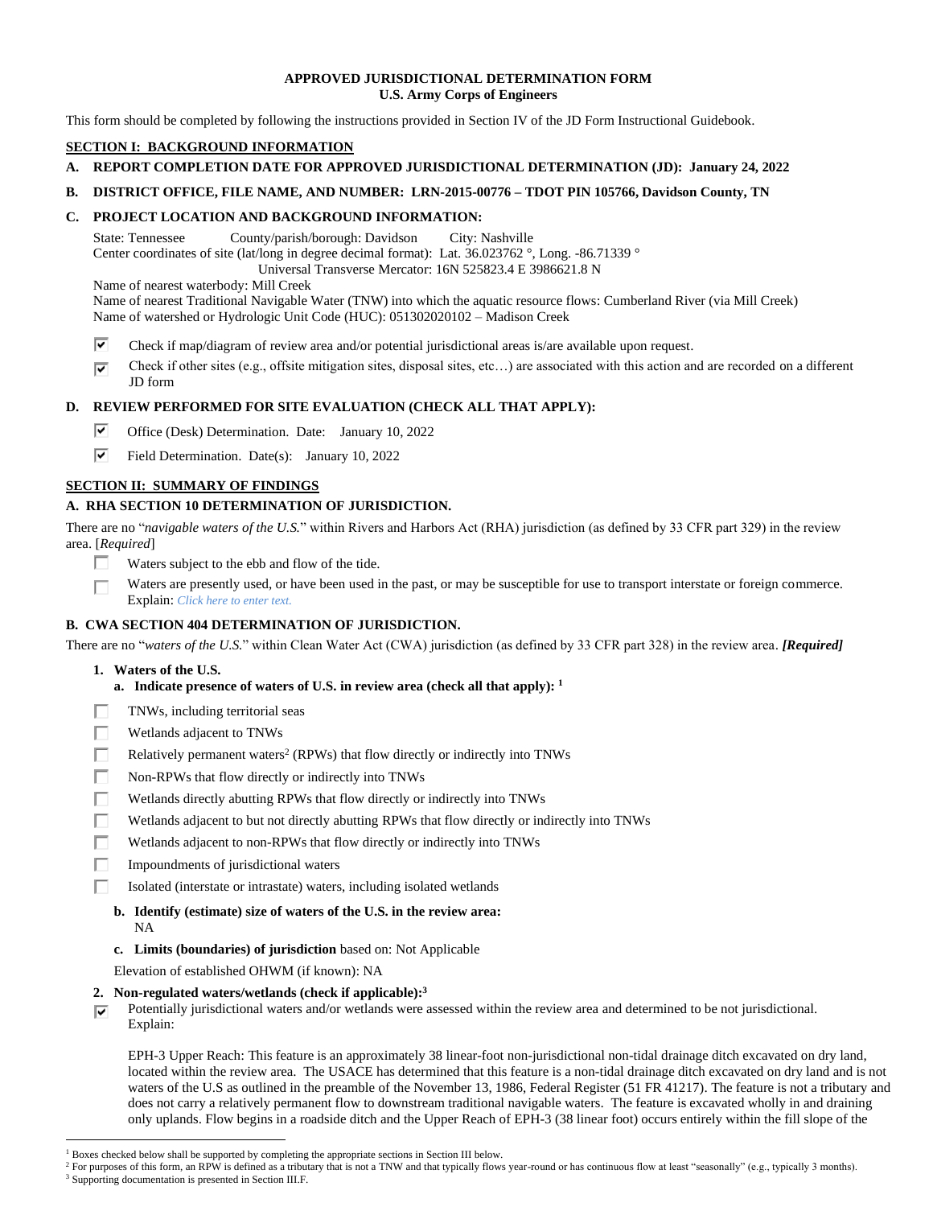**APPROVED JURISDICTIONAL DETERMINATION FORM**
**U.S. Army Corps of Engineers**

This form should be completed by following the instructions provided in Section IV of the JD Form Instructional Guidebook.

## SECTION I: BACKGROUND INFORMATION

**A. REPORT COMPLETION DATE FOR APPROVED JURISDICTIONAL DETERMINATION (JD): January 24, 2022**

**B. DISTRICT OFFICE, FILE NAME, AND NUMBER: LRN-2015-00776 – TDOT PIN 105766, Davidson County, TN**

**C. PROJECT LOCATION AND BACKGROUND INFORMATION:**

State: Tennessee County/parish/borough: Davidson City: Nashville
Center coordinates of site (lat/long in degree decimal format): Lat. 36.023762 °, Long. -86.71339 °
Universal Transverse Mercator: 16N 525823.4 E 3986621.8 N
Name of nearest waterbody: Mill Creek
Name of nearest Traditional Navigable Water (TNW) into which the aquatic resource flows: Cumberland River (via Mill Creek)
Name of watershed or Hydrologic Unit Code (HUC): 051302020102 – Madison Creek

☑ Check if map/diagram of review area and/or potential jurisdictional areas is/are available upon request.
☑ Check if other sites (e.g., offsite mitigation sites, disposal sites, etc…) are associated with this action and are recorded on a different JD form

**D. REVIEW PERFORMED FOR SITE EVALUATION (CHECK ALL THAT APPLY):**

☑ Office (Desk) Determination. Date: January 10, 2022
☑ Field Determination. Date(s): January 10, 2022

## SECTION II: SUMMARY OF FINDINGS

**A. RHA SECTION 10 DETERMINATION OF JURISDICTION.**

There are no "*navigable waters of the U.S.*" within Rivers and Harbors Act (RHA) jurisdiction (as defined by 33 CFR part 329) in the review area. [*Required*]

☐ Waters subject to the ebb and flow of the tide.
☐ Waters are presently used, or have been used in the past, or may be susceptible for use to transport interstate or foreign commerce. Explain: *Click here to enter text.*

**B. CWA SECTION 404 DETERMINATION OF JURISDICTION.**

There are no "*waters of the U.S.*" within Clean Water Act (CWA) jurisdiction (as defined by 33 CFR part 328) in the review area. ***[Required]***

**1. Waters of the U.S.**

**a. Indicate presence of waters of U.S. in review area (check all that apply): [1]**

☐ TNWs, including territorial seas
☐ Wetlands adjacent to TNWs
☐ Relatively permanent waters[2] (RPWs) that flow directly or indirectly into TNWs
☐ Non-RPWs that flow directly or indirectly into TNWs
☐ Wetlands directly abutting RPWs that flow directly or indirectly into TNWs
☐ Wetlands adjacent to but not directly abutting RPWs that flow directly or indirectly into TNWs
☐ Wetlands adjacent to non-RPWs that flow directly or indirectly into TNWs
☐ Impoundments of jurisdictional waters
☐ Isolated (interstate or intrastate) waters, including isolated wetlands

**b. Identify (estimate) size of waters of the U.S. in the review area:**
NA

**c. Limits (boundaries) of jurisdiction** based on: Not Applicable

Elevation of established OHWM (if known): NA

**2. Non-regulated waters/wetlands (check if applicable):[3]**

☑ Potentially jurisdictional waters and/or wetlands were assessed within the review area and determined to be not jurisdictional. Explain:

EPH-3 Upper Reach: This feature is an approximately 38 linear-foot non-jurisdictional non-tidal drainage ditch excavated on dry land, located within the review area. The USACE has determined that this feature is a non-tidal drainage ditch excavated on dry land and is not waters of the U.S as outlined in the preamble of the November 13, 1986, Federal Register (51 FR 41217). The feature is not a tributary and does not carry a relatively permanent flow to downstream traditional navigable waters. The feature is excavated wholly in and draining only uplands. Flow begins in a roadside ditch and the Upper Reach of EPH-3 (38 linear foot) occurs entirely within the fill slope of the

[1] Boxes checked below shall be supported by completing the appropriate sections in Section III below.
[2] For purposes of this form, an RPW is defined as a tributary that is not a TNW and that typically flows year-round or has continuous flow at least "seasonally" (e.g., typically 3 months).
[3] Supporting documentation is presented in Section III.F.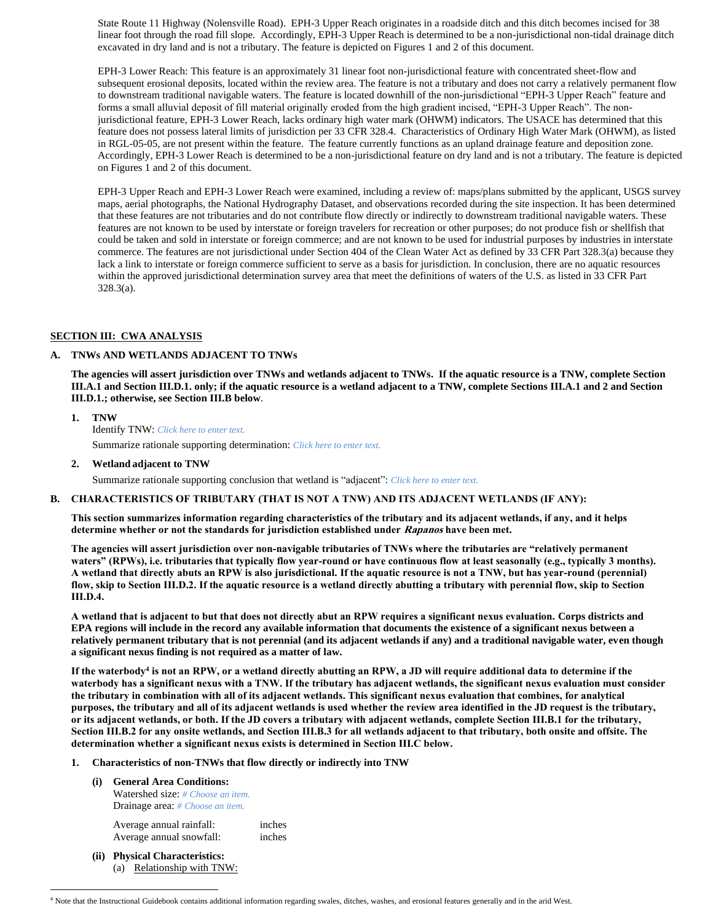State Route 11 Highway (Nolensville Road). EPH-3 Upper Reach originates in a roadside ditch and this ditch becomes incised for 38 linear foot through the road fill slope. Accordingly, EPH-3 Upper Reach is determined to be a non-jurisdictional non-tidal drainage ditch excavated in dry land and is not a tributary. The feature is depicted on Figures 1 and 2 of this document.

EPH-3 Lower Reach: This feature is an approximately 31 linear foot non-jurisdictional feature with concentrated sheet-flow and subsequent erosional deposits, located within the review area. The feature is not a tributary and does not carry a relatively permanent flow to downstream traditional navigable waters. The feature is located downhill of the non-jurisdictional "EPH-3 Upper Reach" feature and forms a small alluvial deposit of fill material originally eroded from the high gradient incised, "EPH-3 Upper Reach". The non-jurisdictional feature, EPH-3 Lower Reach, lacks ordinary high water mark (OHWM) indicators. The USACE has determined that this feature does not possess lateral limits of jurisdiction per 33 CFR 328.4. Characteristics of Ordinary High Water Mark (OHWM), as listed in RGL-05-05, are not present within the feature. The feature currently functions as an upland drainage feature and deposition zone. Accordingly, EPH-3 Lower Reach is determined to be a non-jurisdictional feature on dry land and is not a tributary. The feature is depicted on Figures 1 and 2 of this document.

EPH-3 Upper Reach and EPH-3 Lower Reach were examined, including a review of: maps/plans submitted by the applicant, USGS survey maps, aerial photographs, the National Hydrography Dataset, and observations recorded during the site inspection. It has been determined that these features are not tributaries and do not contribute flow directly or indirectly to downstream traditional navigable waters. These features are not known to be used by interstate or foreign travelers for recreation or other purposes; do not produce fish or shellfish that could be taken and sold in interstate or foreign commerce; and are not known to be used for industrial purposes by industries in interstate commerce. The features are not jurisdictional under Section 404 of the Clean Water Act as defined by 33 CFR Part 328.3(a) because they lack a link to interstate or foreign commerce sufficient to serve as a basis for jurisdiction. In conclusion, there are no aquatic resources within the approved jurisdictional determination survey area that meet the definitions of waters of the U.S. as listed in 33 CFR Part 328.3(a).

## SECTION III: CWA ANALYSIS

### A. TNWs AND WETLANDS ADJACENT TO TNWs

**The agencies will assert jurisdiction over TNWs and wetlands adjacent to TNWs. If the aquatic resource is a TNW, complete Section III.A.1 and Section III.D.1. only; if the aquatic resource is a wetland adjacent to a TNW, complete Sections III.A.1 and 2 and Section III.D.1.; otherwise, see Section III.B below**.

1. **TNW**
   Identify TNW: *Click here to enter text.*
   Summarize rationale supporting determination: *Click here to enter text.*

2. **Wetland adjacent to TNW**
   Summarize rationale supporting conclusion that wetland is "adjacent": *Click here to enter text.*

### B. CHARACTERISTICS OF TRIBUTARY (THAT IS NOT A TNW) AND ITS ADJACENT WETLANDS (IF ANY):

**This section summarizes information regarding characteristics of the tributary and its adjacent wetlands, if any, and it helps determine whether or not the standards for jurisdiction established under *Rapanos* have been met.**

**The agencies will assert jurisdiction over non-navigable tributaries of TNWs where the tributaries are "relatively permanent waters" (RPWs), i.e. tributaries that typically flow year-round or have continuous flow at least seasonally (e.g., typically 3 months). A wetland that directly abuts an RPW is also jurisdictional. If the aquatic resource is not a TNW, but has year-round (perennial) flow, skip to Section III.D.2. If the aquatic resource is a wetland directly abutting a tributary with perennial flow, skip to Section III.D.4.**

**A wetland that is adjacent to but that does not directly abut an RPW requires a significant nexus evaluation. Corps districts and EPA regions will include in the record any available information that documents the existence of a significant nexus between a relatively permanent tributary that is not perennial (and its adjacent wetlands if any) and a traditional navigable water, even though a significant nexus finding is not required as a matter of law.**

**If the waterbody[4] is not an RPW, or a wetland directly abutting an RPW, a JD will require additional data to determine if the waterbody has a significant nexus with a TNW. If the tributary has adjacent wetlands, the significant nexus evaluation must consider the tributary in combination with all of its adjacent wetlands. This significant nexus evaluation that combines, for analytical purposes, the tributary and all of its adjacent wetlands is used whether the review area identified in the JD request is the tributary, or its adjacent wetlands, or both. If the JD covers a tributary with adjacent wetlands, complete Section III.B.1 for the tributary, Section III.B.2 for any onsite wetlands, and Section III.B.3 for all wetlands adjacent to that tributary, both onsite and offsite. The determination whether a significant nexus exists is determined in Section III.C below.**

1. **Characteristics of non-TNWs that flow directly or indirectly into TNW**

   **(i) General Area Conditions:**
   Watershed size: *# Choose an item.*
   Drainage area: *# Choose an item.*

   Average annual rainfall: inches
   Average annual snowfall: inches

   **(ii) Physical Characteristics:**
   (a) Relationship with TNW:

[4] Note that the Instructional Guidebook contains additional information regarding swales, ditches, washes, and erosional features generally and in the arid West.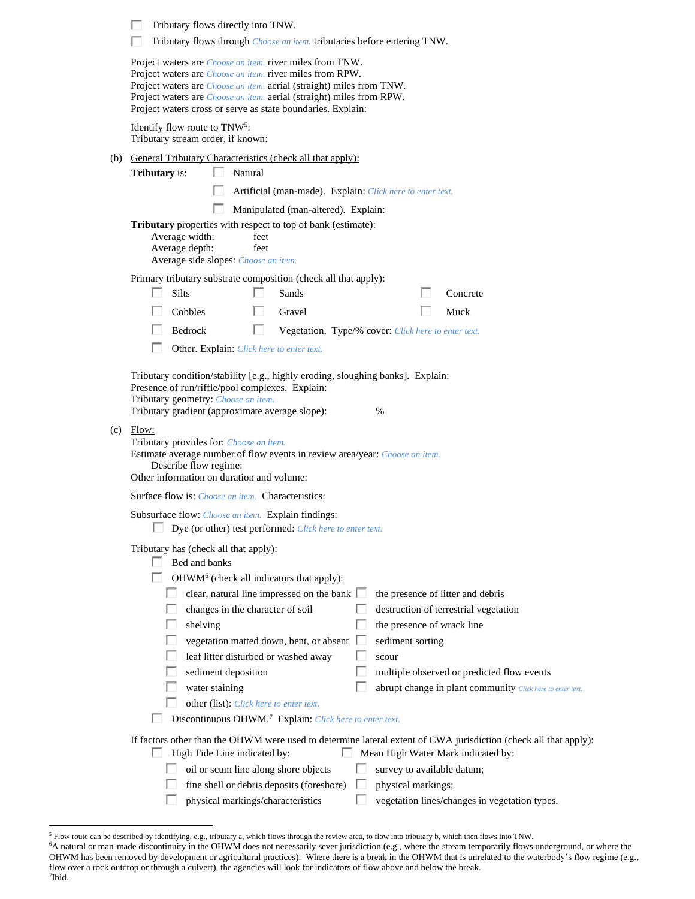☐ Tributary flows directly into TNW.
☐ Tributary flows through *Choose an item.* tributaries before entering TNW.

Project waters are *Choose an item.* river miles from TNW.
Project waters are *Choose an item.* river miles from RPW.
Project waters are *Choose an item.* aerial (straight) miles from TNW.
Project waters are *Choose an item.* aerial (straight) miles from RPW.
Project waters cross or serve as state boundaries. Explain:

Identify flow route to TNW[5]:
Tributary stream order, if known:

(b) General Tributary Characteristics (check all that apply):

**Tributary** is: ☐ Natural
☐ Artificial (man-made). Explain: *Click here to enter text.*
☐ Manipulated (man-altered). Explain:

**Tributary** properties with respect to top of bank (estimate):
Average width: feet
Average depth: feet
Average side slopes: *Choose an item.*

Primary tributary substrate composition (check all that apply):

☐ Silts ☐ Sands ☐ Concrete
☐ Cobbles ☐ Gravel ☐ Muck
☐ Bedrock ☐ Vegetation. Type/% cover: *Click here to enter text.*
☐ Other. Explain: *Click here to enter text.*

Tributary condition/stability [e.g., highly eroding, sloughing banks]. Explain:
Presence of run/riffle/pool complexes. Explain:
Tributary geometry: *Choose an item.*
Tributary gradient (approximate average slope): %

(c) Flow:

Tributary provides for: *Choose an item.*
Estimate average number of flow events in review area/year: *Choose an item.*
Describe flow regime:
Other information on duration and volume:

Surface flow is: *Choose an item.* Characteristics:

Subsurface flow: *Choose an item.* Explain findings:
☐ Dye (or other) test performed: *Click here to enter text.*

Tributary has (check all that apply):
☐ Bed and banks
☐ OHWM[6] (check all indicators that apply):
☐ clear, natural line impressed on the bank ☐ the presence of litter and debris
☐ changes in the character of soil ☐ destruction of terrestrial vegetation
☐ shelving ☐ the presence of wrack line
☐ vegetation matted down, bent, or absent ☐ sediment sorting
☐ leaf litter disturbed or washed away ☐ scour
☐ sediment deposition ☐ multiple observed or predicted flow events
☐ water staining ☐ abrupt change in plant community *Click here to enter text.*
☐ other (list): *Click here to enter text.*
☐ Discontinuous OHWM.[7] Explain: *Click here to enter text.*

If factors other than the OHWM were used to determine lateral extent of CWA jurisdiction (check all that apply):
☐ High Tide Line indicated by: ☐ Mean High Water Mark indicated by:
☐ oil or scum line along shore objects ☐ survey to available datum;
☐ fine shell or debris deposits (foreshore) ☐ physical markings;
☐ physical markings/characteristics ☐ vegetation lines/changes in vegetation types.

---

[5] Flow route can be described by identifying, e.g., tributary a, which flows through the review area, to flow into tributary b, which then flows into TNW.
[6] A natural or man-made discontinuity in the OHWM does not necessarily sever jurisdiction (e.g., where the stream temporarily flows underground, or where the OHWM has been removed by development or agricultural practices). Where there is a break in the OHWM that is unrelated to the waterbody's flow regime (e.g., flow over a rock outcrop or through a culvert), the agencies will look for indicators of flow above and below the break.
[7] Ibid.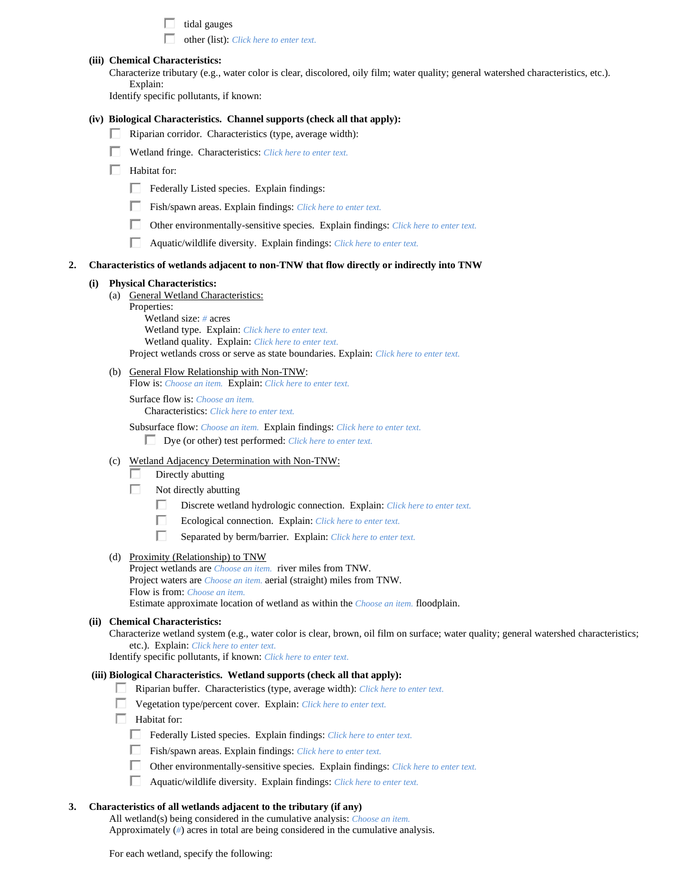- ☐ tidal gauges
- ☐ other (list): *Click here to enter text.*

**(iii) Chemical Characteristics:**

Characterize tributary (e.g., water color is clear, discolored, oily film; water quality; general watershed characteristics, etc.). Explain:

Identify specific pollutants, if known:

**(iv) Biological Characteristics. Channel supports (check all that apply):**

- ☐ Riparian corridor. Characteristics (type, average width):
- ☐ Wetland fringe. Characteristics: *Click here to enter text.*
- ☐ Habitat for:
  - ☐ Federally Listed species. Explain findings:
  - ☐ Fish/spawn areas. Explain findings: *Click here to enter text.*
  - ☐ Other environmentally-sensitive species. Explain findings: *Click here to enter text.*
  - ☐ Aquatic/wildlife diversity. Explain findings: *Click here to enter text.*

**2. Characteristics of wetlands adjacent to non-TNW that flow directly or indirectly into TNW**

**(i) Physical Characteristics:**

(a) General Wetland Characteristics:

Properties:

Wetland size: *#* acres

Wetland type. Explain: *Click here to enter text.*

Wetland quality. Explain: *Click here to enter text.*

Project wetlands cross or serve as state boundaries. Explain: *Click here to enter text.*

(b) General Flow Relationship with Non-TNW:

Flow is: *Choose an item.* Explain: *Click here to enter text.*

Surface flow is: *Choose an item.*

Characteristics: *Click here to enter text.*

Subsurface flow: *Choose an item.* Explain findings: *Click here to enter text.*

- ☐ Dye (or other) test performed: *Click here to enter text.*

(c) Wetland Adjacency Determination with Non-TNW:

- ☐ Directly abutting
- ☐ Not directly abutting
  - ☐ Discrete wetland hydrologic connection. Explain: *Click here to enter text.*
  - ☐ Ecological connection. Explain: *Click here to enter text.*
  - ☐ Separated by berm/barrier. Explain: *Click here to enter text.*

(d) Proximity (Relationship) to TNW

Project wetlands are *Choose an item.* river miles from TNW.

Project waters are *Choose an item.* aerial (straight) miles from TNW.

Flow is from: *Choose an item.*

Estimate approximate location of wetland as within the *Choose an item.* floodplain.

**(ii) Chemical Characteristics:**

Characterize wetland system (e.g., water color is clear, brown, oil film on surface; water quality; general watershed characteristics; etc.). Explain: *Click here to enter text.*

Identify specific pollutants, if known: *Click here to enter text.*

**(iii) Biological Characteristics. Wetland supports (check all that apply):**

- ☐ Riparian buffer. Characteristics (type, average width): *Click here to enter text.*
- ☐ Vegetation type/percent cover. Explain: *Click here to enter text.*
- ☐ Habitat for:
  - ☐ Federally Listed species. Explain findings: *Click here to enter text.*
  - ☐ Fish/spawn areas. Explain findings: *Click here to enter text.*
  - ☐ Other environmentally-sensitive species. Explain findings: *Click here to enter text.*
  - ☐ Aquatic/wildlife diversity. Explain findings: *Click here to enter text.*

**3. Characteristics of all wetlands adjacent to the tributary (if any)**

All wetland(s) being considered in the cumulative analysis: *Choose an item.*

Approximately (*#*) acres in total are being considered in the cumulative analysis.

For each wetland, specify the following: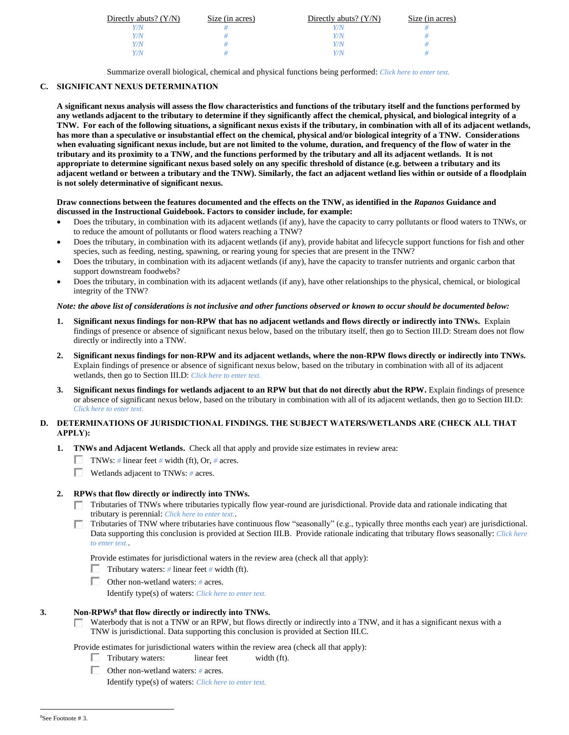| Directly abuts? (Y/N) | Size (in acres) | Directly abuts? (Y/N) | Size (in acres) |
|---|---|---|---|
| Y/N | # | Y/N | # |
| Y/N | # | Y/N | # |
| Y/N | # | Y/N | # |
| Y/N | # | Y/N | # |

Summarize overall biological, chemical and physical functions being performed: Click here to enter text.

## C. SIGNIFICANT NEXUS DETERMINATION

**A significant nexus analysis will assess the flow characteristics and functions of the tributary itself and the functions performed by any wetlands adjacent to the tributary to determine if they significantly affect the chemical, physical, and biological integrity of a TNW. For each of the following situations, a significant nexus exists if the tributary, in combination with all of its adjacent wetlands, has more than a speculative or insubstantial effect on the chemical, physical and/or biological integrity of a TNW. Considerations when evaluating significant nexus include, but are not limited to the volume, duration, and frequency of the flow of water in the tributary and its proximity to a TNW, and the functions performed by the tributary and all its adjacent wetlands. It is not appropriate to determine significant nexus based solely on any specific threshold of distance (e.g. between a tributary and its adjacent wetland or between a tributary and the TNW). Similarly, the fact an adjacent wetland lies within or outside of a floodplain is not solely determinative of significant nexus.**

**Draw connections between the features documented and the effects on the TNW, as identified in the *Rapanos* Guidance and discussed in the Instructional Guidebook. Factors to consider include, for example:**

- Does the tributary, in combination with its adjacent wetlands (if any), have the capacity to carry pollutants or flood waters to TNWs, or to reduce the amount of pollutants or flood waters reaching a TNW?
- Does the tributary, in combination with its adjacent wetlands (if any), provide habitat and lifecycle support functions for fish and other species, such as feeding, nesting, spawning, or rearing young for species that are present in the TNW?
- Does the tributary, in combination with its adjacent wetlands (if any), have the capacity to transfer nutrients and organic carbon that support downstream foodwebs?
- Does the tributary, in combination with its adjacent wetlands (if any), have other relationships to the physical, chemical, or biological integrity of the TNW?

***Note: the above list of considerations is not inclusive and other functions observed or known to occur should be documented below:***

1. **Significant nexus findings for non-RPW that has no adjacent wetlands and flows directly or indirectly into TNWs.** Explain findings of presence or absence of significant nexus below, based on the tributary itself, then go to Section III.D: Stream does not flow directly or indirectly into a TNW.

2. **Significant nexus findings for non-RPW and its adjacent wetlands, where the non-RPW flows directly or indirectly into TNWs.** Explain findings of presence or absence of significant nexus below, based on the tributary in combination with all of its adjacent wetlands, then go to Section III.D: Click here to enter text.

3. **Significant nexus findings for wetlands adjacent to an RPW but that do not directly abut the RPW.** Explain findings of presence or absence of significant nexus below, based on the tributary in combination with all of its adjacent wetlands, then go to Section III.D: Click here to enter text.

## D. DETERMINATIONS OF JURISDICTIONAL FINDINGS. THE SUBJECT WATERS/WETLANDS ARE (CHECK ALL THAT APPLY):

1. **TNWs and Adjacent Wetlands.** Check all that apply and provide size estimates in review area:
   - ☐ TNWs: # linear feet # width (ft), Or, # acres.
   - ☐ Wetlands adjacent to TNWs: # acres.

2. **RPWs that flow directly or indirectly into TNWs.**
   - ☐ Tributaries of TNWs where tributaries typically flow year-round are jurisdictional. Provide data and rationale indicating that tributary is perennial: Click here to enter text..
   - ☐ Tributaries of TNW where tributaries have continuous flow "seasonally" (e.g., typically three months each year) are jurisdictional. Data supporting this conclusion is provided at Section III.B. Provide rationale indicating that tributary flows seasonally: Click here to enter text..

   Provide estimates for jurisdictional waters in the review area (check all that apply):
   - ☐ Tributary waters: # linear feet # width (ft).
   - ☐ Other non-wetland waters: # acres.
     Identify type(s) of waters: Click here to enter text.

3. **Non-RPWs[8] that flow directly or indirectly into TNWs.**
   - ☐ Waterbody that is not a TNW or an RPW, but flows directly or indirectly into a TNW, and it has a significant nexus with a TNW is jurisdictional. Data supporting this conclusion is provided at Section III.C.

   Provide estimates for jurisdictional waters within the review area (check all that apply):
   - ☐ Tributary waters: linear feet width (ft).
   - ☐ Other non-wetland waters: # acres.
     Identify type(s) of waters: Click here to enter text.

---

[8]See Footnote # 3.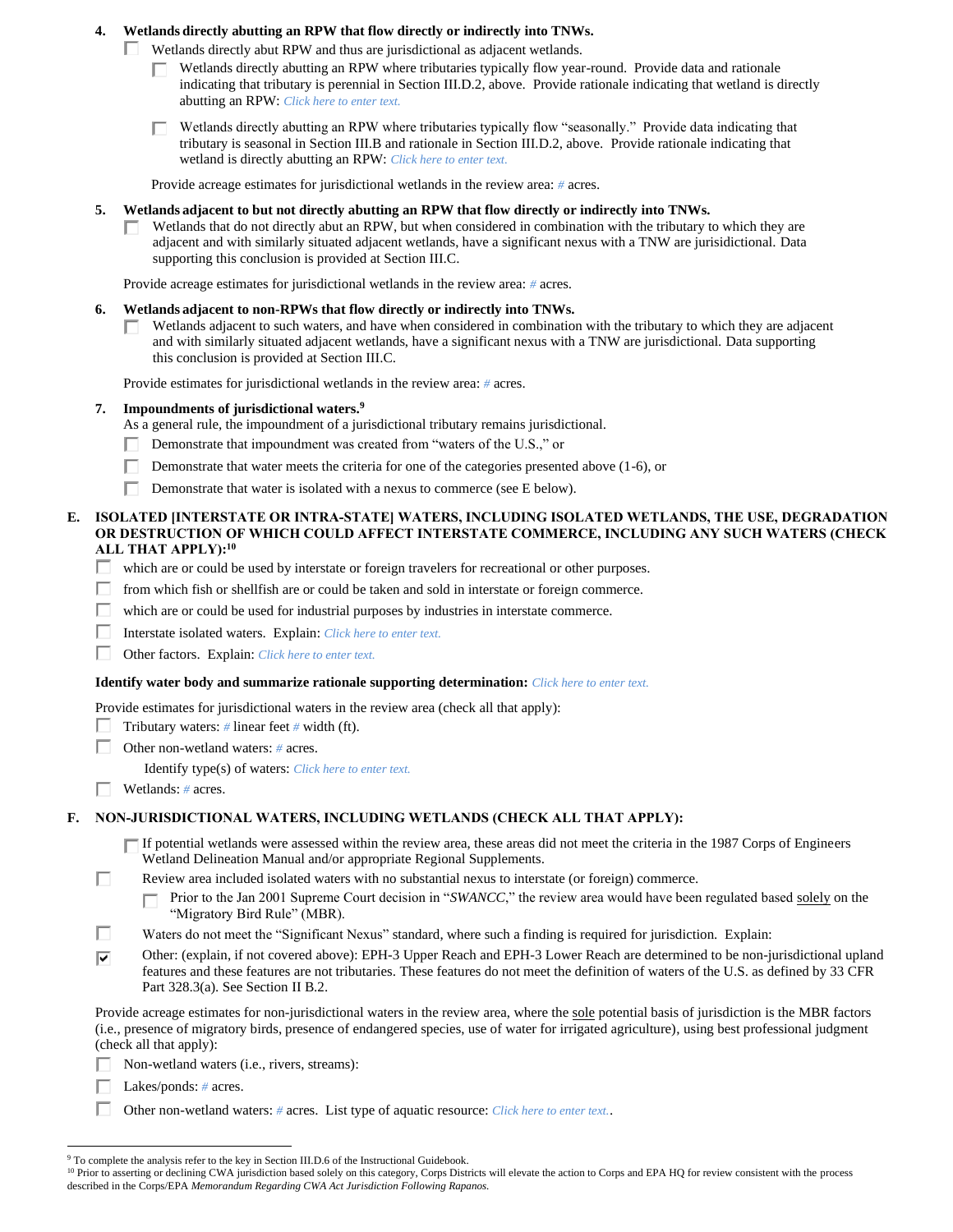4. **Wetlands directly abutting an RPW that flow directly or indirectly into TNWs.**

   ☐ Wetlands directly abut RPW and thus are jurisdictional as adjacent wetlands.

   ☐ Wetlands directly abutting an RPW where tributaries typically flow year-round. Provide data and rationale indicating that tributary is perennial in Section III.D.2, above. Provide rationale indicating that wetland is directly abutting an RPW: *Click here to enter text.*

   ☐ Wetlands directly abutting an RPW where tributaries typically flow "seasonally." Provide data indicating that tributary is seasonal in Section III.B and rationale in Section III.D.2, above. Provide rationale indicating that wetland is directly abutting an RPW: *Click here to enter text.*

   Provide acreage estimates for jurisdictional wetlands in the review area: *#* acres.

5. **Wetlands adjacent to but not directly abutting an RPW that flow directly or indirectly into TNWs.**

   ☐ Wetlands that do not directly abut an RPW, but when considered in combination with the tributary to which they are adjacent and with similarly situated adjacent wetlands, have a significant nexus with a TNW are jurisdictional. Data supporting this conclusion is provided at Section III.C.

   Provide acreage estimates for jurisdictional wetlands in the review area: *#* acres.

6. **Wetlands adjacent to non-RPWs that flow directly or indirectly into TNWs.**

   ☐ Wetlands adjacent to such waters, and have when considered in combination with the tributary to which they are adjacent and with similarly situated adjacent wetlands, have a significant nexus with a TNW are jurisdictional. Data supporting this conclusion is provided at Section III.C.

   Provide estimates for jurisdictional wetlands in the review area: *#* acres.

7. **Impoundments of jurisdictional waters.**[9]

   As a general rule, the impoundment of a jurisdictional tributary remains jurisdictional.

   ☐ Demonstrate that impoundment was created from "waters of the U.S.," or

   ☐ Demonstrate that water meets the criteria for one of the categories presented above (1-6), or

   ☐ Demonstrate that water is isolated with a nexus to commerce (see E below).

**E. ISOLATED [INTERSTATE OR INTRA-STATE] WATERS, INCLUDING ISOLATED WETLANDS, THE USE, DEGRADATION OR DESTRUCTION OF WHICH COULD AFFECT INTERSTATE COMMERCE, INCLUDING ANY SUCH WATERS (CHECK ALL THAT APPLY):**[10]

☐ which are or could be used by interstate or foreign travelers for recreational or other purposes.

☐ from which fish or shellfish are or could be taken and sold in interstate or foreign commerce.

☐ which are or could be used for industrial purposes by industries in interstate commerce.

☐ Interstate isolated waters. Explain: *Click here to enter text.*

☐ Other factors. Explain: *Click here to enter text.*

**Identify water body and summarize rationale supporting determination:** *Click here to enter text.*

Provide estimates for jurisdictional waters in the review area (check all that apply):

☐ Tributary waters: *#* linear feet *#* width (ft).

☐ Other non-wetland waters: *#* acres.

   Identify type(s) of waters: *Click here to enter text.*

☐ Wetlands: *#* acres.

**F. NON-JURISDICTIONAL WATERS, INCLUDING WETLANDS (CHECK ALL THAT APPLY):**

☐ If potential wetlands were assessed within the review area, these areas did not meet the criteria in the 1987 Corps of Engineers Wetland Delineation Manual and/or appropriate Regional Supplements.

☐ Review area included isolated waters with no substantial nexus to interstate (or foreign) commerce.

   ☐ Prior to the Jan 2001 Supreme Court decision in "*SWANCC*," the review area would have been regulated based solely on the "Migratory Bird Rule" (MBR).

☐ Waters do not meet the "Significant Nexus" standard, where such a finding is required for jurisdiction. Explain:

☑ Other: (explain, if not covered above): EPH-3 Upper Reach and EPH-3 Lower Reach are determined to be non-jurisdictional upland features and these features are not tributaries. These features do not meet the definition of waters of the U.S. as defined by 33 CFR Part 328.3(a). See Section II B.2.

Provide acreage estimates for non-jurisdictional waters in the review area, where the sole potential basis of jurisdiction is the MBR factors (i.e., presence of migratory birds, presence of endangered species, use of water for irrigated agriculture), using best professional judgment (check all that apply):

☐ Non-wetland waters (i.e., rivers, streams):

☐ Lakes/ponds: *#* acres.

☐ Other non-wetland waters: *#* acres. List type of aquatic resource: *Click here to enter text.*.

---

[9] To complete the analysis refer to the key in Section III.D.6 of the Instructional Guidebook.

[10] Prior to asserting or declining CWA jurisdiction based solely on this category, Corps Districts will elevate the action to Corps and EPA HQ for review consistent with the process described in the Corps/EPA *Memorandum Regarding CWA Act Jurisdiction Following Rapanos.*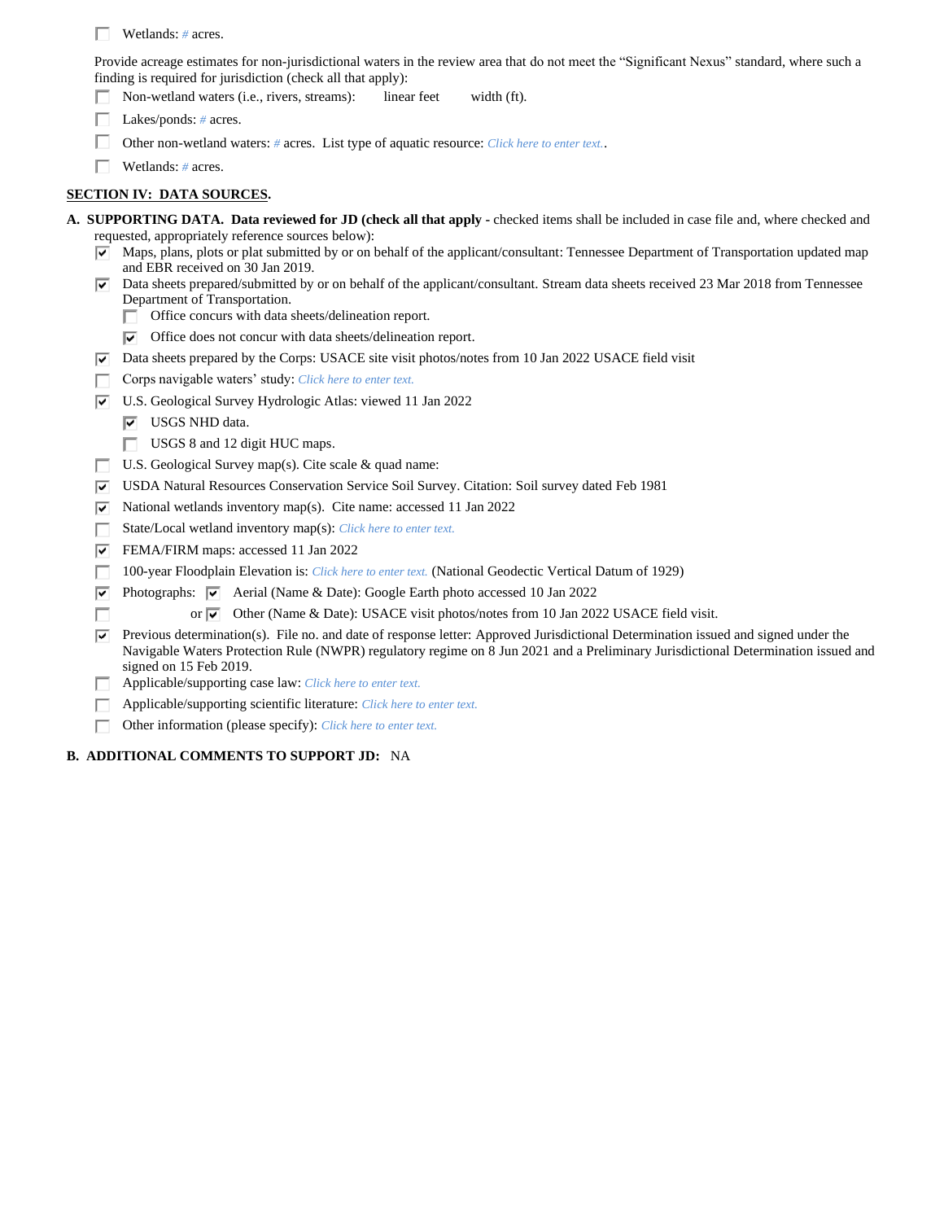- [ ] Wetlands: # acres.

Provide acreage estimates for non-jurisdictional waters in the review area that do not meet the "Significant Nexus" standard, where such a finding is required for jurisdiction (check all that apply):

- [ ] Non-wetland waters (i.e., rivers, streams): linear feet width (ft).
- [ ] Lakes/ponds: # acres.
- [ ] Other non-wetland waters: # acres. List type of aquatic resource: *Click here to enter text.*.
- [ ] Wetlands: # acres.

**SECTION IV: DATA SOURCES.**

**A. SUPPORTING DATA. Data reviewed for JD (check all that apply** - checked items shall be included in case file and, where checked and requested, appropriately reference sources below):

- [x] Maps, plans, plots or plat submitted by or on behalf of the applicant/consultant: Tennessee Department of Transportation updated map and EBR received on 30 Jan 2019.
- [x] Data sheets prepared/submitted by or on behalf of the applicant/consultant. Stream data sheets received 23 Mar 2018 from Tennessee Department of Transportation.
  - [ ] Office concurs with data sheets/delineation report.
  - [x] Office does not concur with data sheets/delineation report.
- [x] Data sheets prepared by the Corps: USACE site visit photos/notes from 10 Jan 2022 USACE field visit
- [ ] Corps navigable waters' study: *Click here to enter text.*
- [x] U.S. Geological Survey Hydrologic Atlas: viewed 11 Jan 2022
  - [x] USGS NHD data.
  - [ ] USGS 8 and 12 digit HUC maps.
- [ ] U.S. Geological Survey map(s). Cite scale & quad name:
- [x] USDA Natural Resources Conservation Service Soil Survey. Citation: Soil survey dated Feb 1981
- [x] National wetlands inventory map(s). Cite name: accessed 11 Jan 2022
- [ ] State/Local wetland inventory map(s): *Click here to enter text.*
- [x] FEMA/FIRM maps: accessed 11 Jan 2022
- [ ] 100-year Floodplain Elevation is: *Click here to enter text.* (National Geodectic Vertical Datum of 1929)
- [x] Photographs: [x] Aerial (Name & Date): Google Earth photo accessed 10 Jan 2022
- [ ] or [x] Other (Name & Date): USACE visit photos/notes from 10 Jan 2022 USACE field visit.
- [x] Previous determination(s). File no. and date of response letter: Approved Jurisdictional Determination issued and signed under the Navigable Waters Protection Rule (NWPR) regulatory regime on 8 Jun 2021 and a Preliminary Jurisdictional Determination issued and signed on 15 Feb 2019.
- [ ] Applicable/supporting case law: *Click here to enter text.*
- [ ] Applicable/supporting scientific literature: *Click here to enter text.*
- [ ] Other information (please specify): *Click here to enter text.*

**B. ADDITIONAL COMMENTS TO SUPPORT JD:** NA